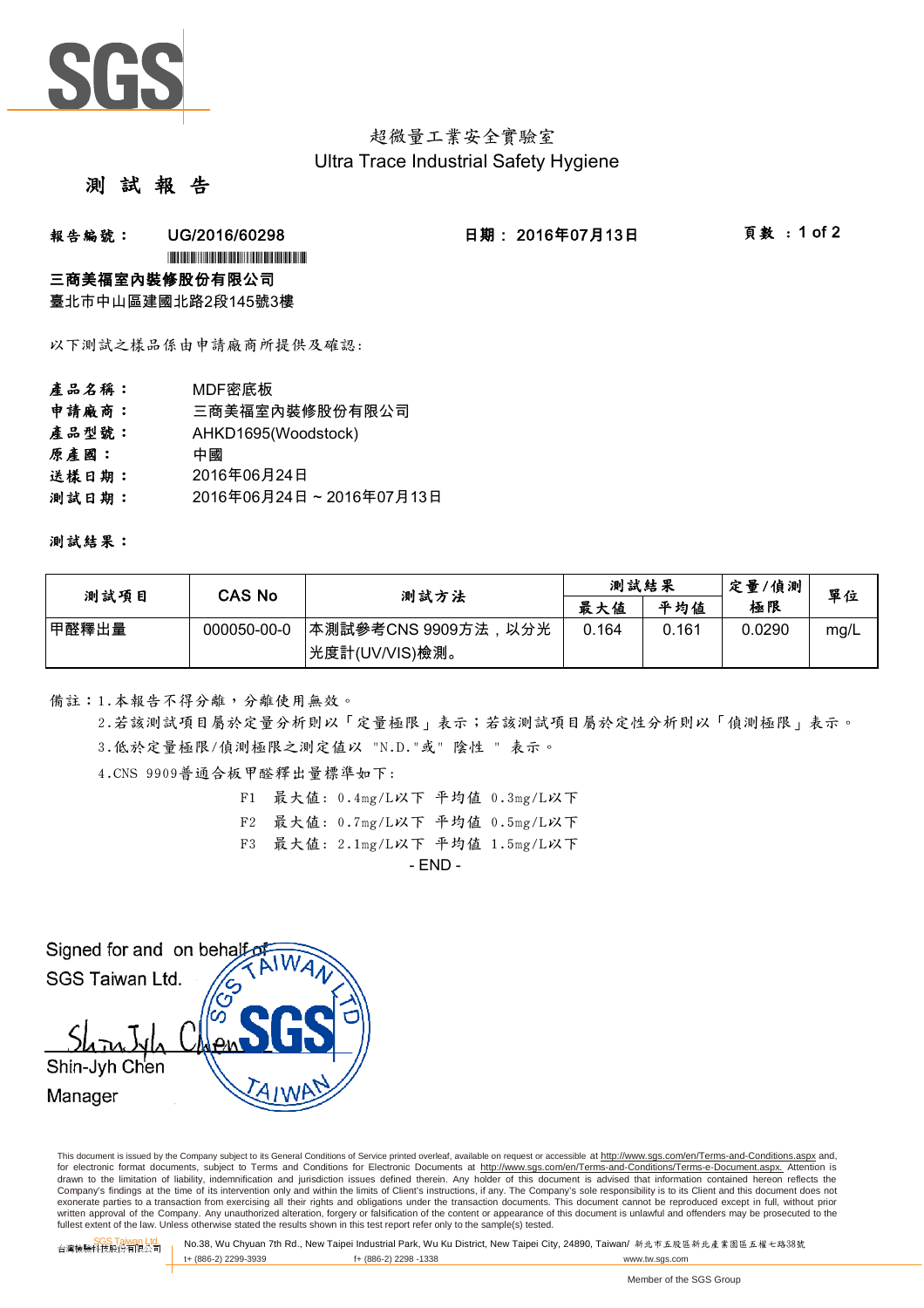超微量工業安全實驗室
Ultra Trace Industrial Safety Hygiene

# 測 試 報 告

**報告編號：** UG/2016/60298　　**日期：** 2016年07月13日　　**頁數：** 1 of 2

**三商美福室內裝修股份有限公司**
臺北市中山區建國北路2段145號3樓

以下測試之樣品係由申請廠商所提供及確認：

| | |
|---|---|
| **產品名稱：** | MDF密底板 |
| **申請廠商：** | 三商美福室內裝修股份有限公司 |
| **產品型號：** | AHKD1695(Woodstock) |
| **原產國：** | 中國 |
| **送樣日期：** | 2016年06月24日 |
| **測試日期：** | 2016年06月24日 ~ 2016年07月13日 |

**測試結果：**

| 測試項目 | CAS No | 測試方法 | 測試結果 | | 定量/偵測極限 | 單位 |
|---|---|---|---|---|---|---|
| | | | 最大值 | 平均值 | | |
| 甲醛釋出量 | 000050-00-0 | 本測試參考CNS 9909方法，以分光光度計(UV/VIS)檢測。 | 0.164 | 0.161 | 0.0290 | mg/L |

備註：1.本報告不得分離，分離使用無效。

2.若該測試項目屬於定量分析則以「定量極限」表示；若該測試項目屬於定性分析則以「偵測極限」表示。

3.低於定量極限/偵測極限之測定值以 "N.D."或" 陰性 " 表示。

4.CNS 9909普通合板甲醛釋出量標準如下：

F1　最大值：0.4mg/L以下　平均值 0.3mg/L以下
F2　最大值：0.7mg/L以下　平均值 0.5mg/L以下
F3　最大值：2.1mg/L以下　平均值 1.5mg/L以下

- END -

Signed for and on behalf of
SGS Taiwan Ltd.

Shin-Jyh Chen
Manager

This document is issued by the Company subject to its General Conditions of Service printed overleaf, available on request or accessible at http://www.sgs.com/en/Terms-and-Conditions.aspx and, for electronic format documents, subject to Terms and Conditions for Electronic Documents at http://www.sgs.com/en/Terms-and-Conditions/Terms-e-Document.aspx. Attention is drawn to the limitation of liability, indemnification and jurisdiction issues defined therein. Any holder of this document is advised that information contained hereon reflects the Company's findings at the time of its intervention only and within the limits of Client's instructions, if any. The Company's sole responsibility is to its Client and this document does not exonerate parties to a transaction from exercising all their rights and obligations under the transaction documents. This document cannot be reproduced except in full, without prior written approval of the Company. Any unauthorized alteration, forgery or falsification of the content or appearance of this document is unlawful and offenders may be prosecuted to the fullest extent of the law. Unless otherwise stated the results shown in this test report refer only to the sample(s) tested.

台灣檢驗科技股份有限公司 SGS Taiwan Ltd. No.38, Wu Chyuan 7th Rd., New Taipei Industrial Park, Wu Ku District, New Taipei City, 24890, Taiwan/ 新北市五股區新北產業園區五權七路38號 t+ (886-2) 2299-3939 f+ (886-2) 2298 -1338 www.tw.sgs.com

Member of the SGS Group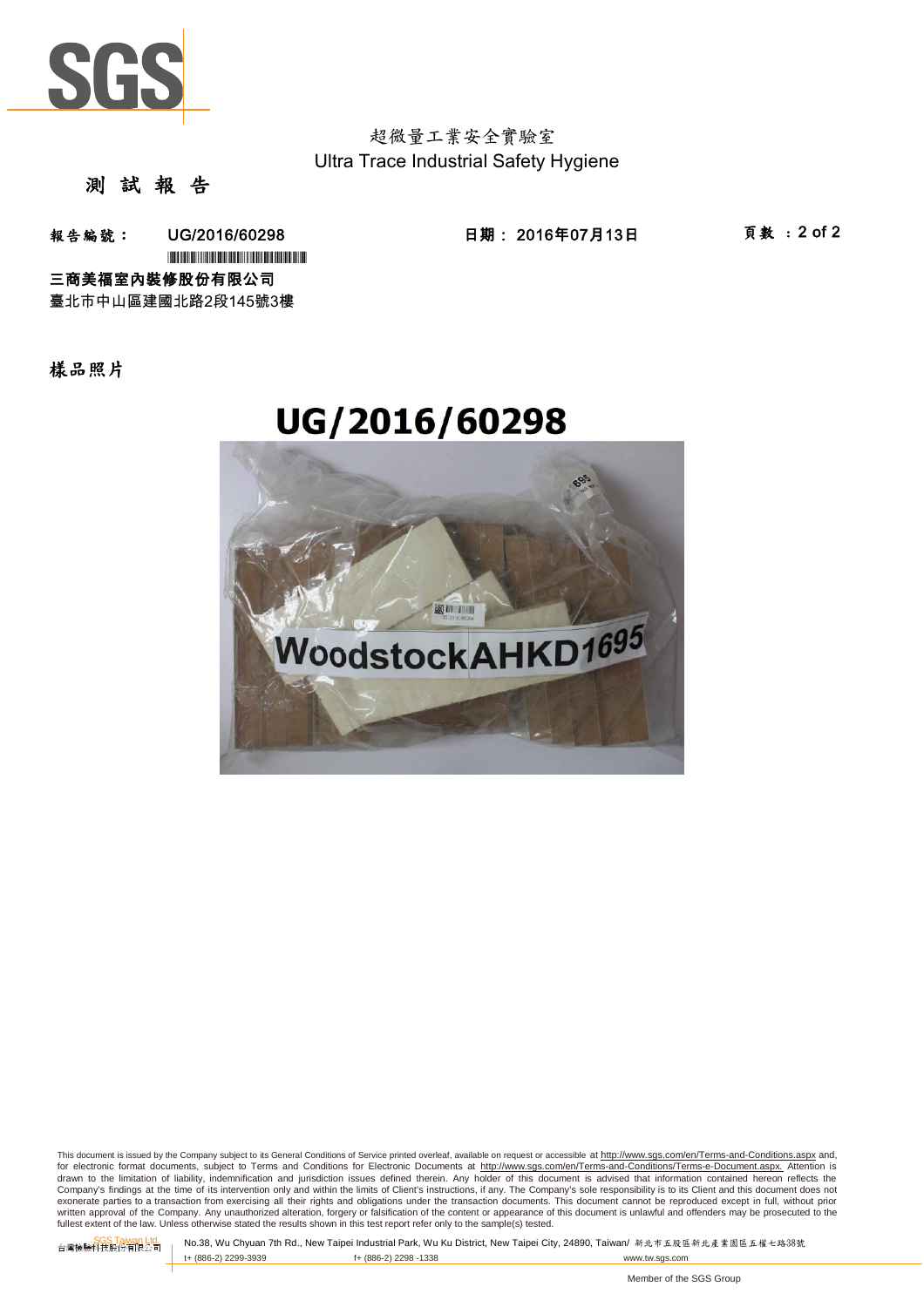超微量工業安全實驗室

Ultra Trace Industrial Safety Hygiene

# 測 試 報 告

**報告編號：** UG/2016/60298　　**日期：** 2016年07月13日

**三商美福室內裝修股份有限公司**

臺北市中山區建國北路2段145號3樓

## 樣品照片

UG/2016/60298

WoodstockAHKD1695

This document is issued by the Company subject to its General Conditions of Service printed overleaf, available on request or accessible at http://www.sgs.com/en/Terms-and-Conditions.aspx and, for electronic format documents, subject to Terms and Conditions for Electronic Documents at http://www.sgs.com/en/Terms-and-Conditions/Terms-e-Document.aspx. Attention is drawn to the limitation of liability, indemnification and jurisdiction issues defined therein. Any holder of this document is advised that information contained hereon reflects the Company's findings at the time of its intervention only and within the limits of Client's instructions, if any. The Company's sole responsibility is to its Client and this document does not exonerate parties to a transaction from exercising all their rights and obligations under the transaction documents. This document cannot be reproduced except in full, without prior written approval of the Company. Any unauthorized alteration, forgery or falsification of the content or appearance of this document is unlawful and offenders may be prosecuted to the fullest extent of the law. Unless otherwise stated the results shown in this test report refer only to the sample(s) tested.

SGS Taiwan Ltd. 台灣檢驗科技股份有限公司 | No.38, Wu Chyuan 7th Rd., New Taipei Industrial Park, Wu Ku District, New Taipei City, 24890, Taiwan/ 新北市五股區新北產業園區五權七路38號

t+ (886-2) 2299-3939　f+ (886-2) 2298 -1338　www.tw.sgs.com

Member of the SGS Group